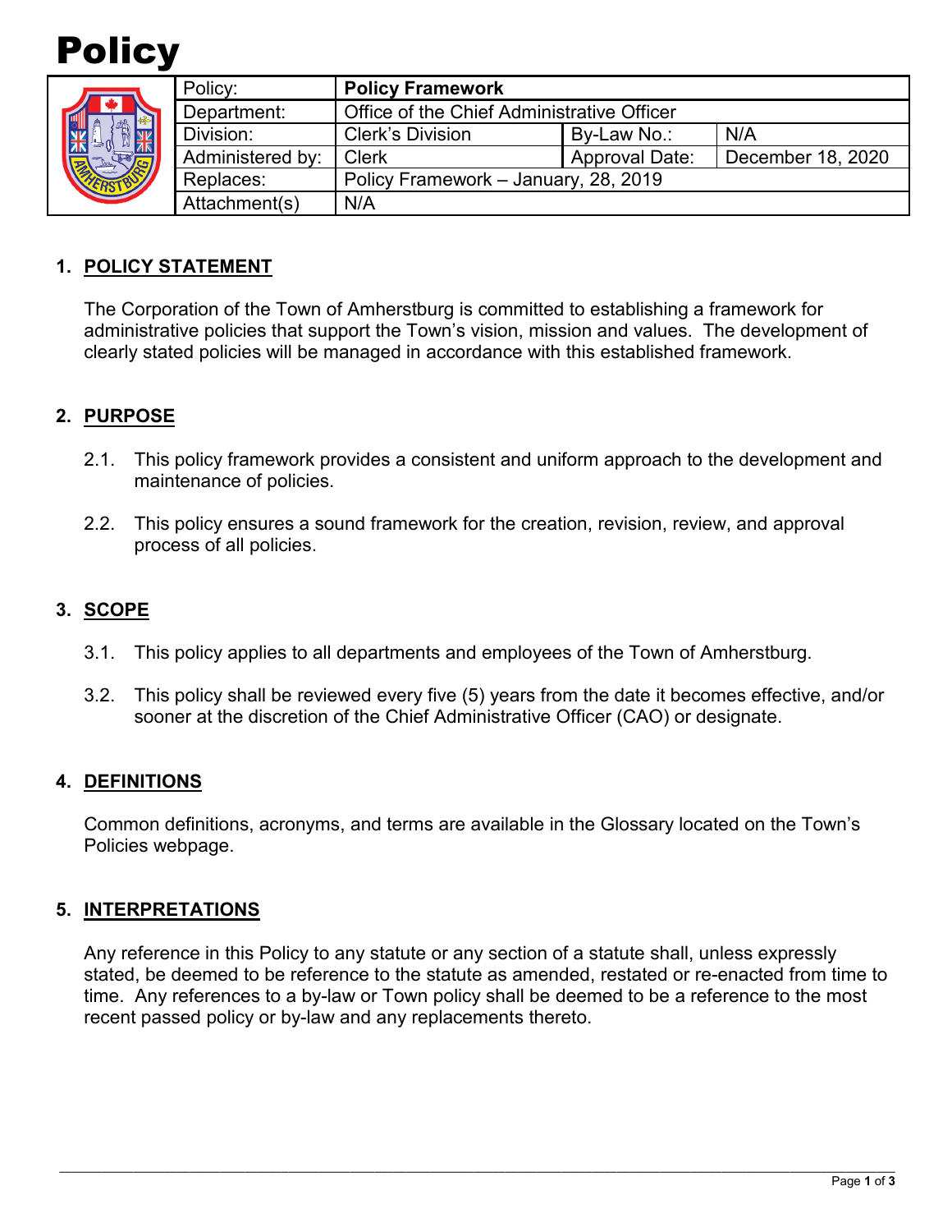# Policy

| Policy: | **Policy Framework** | | |
|---|---|---|---|
| Department: | Office of the Chief Administrative Officer | | |
| Division: | Clerk's Division | By-Law No.: | N/A |
| Administered by: | Clerk | Approval Date: | December 18, 2020 |
| Replaces: | Policy Framework – January, 28, 2019 | | |
| Attachment(s) | N/A | | |

## 1. POLICY STATEMENT

The Corporation of the Town of Amherstburg is committed to establishing a framework for administrative policies that support the Town's vision, mission and values. The development of clearly stated policies will be managed in accordance with this established framework.

## 2. PURPOSE

2.1. This policy framework provides a consistent and uniform approach to the development and maintenance of policies.

2.2. This policy ensures a sound framework for the creation, revision, review, and approval process of all policies.

## 3. SCOPE

3.1. This policy applies to all departments and employees of the Town of Amherstburg.

3.2. This policy shall be reviewed every five (5) years from the date it becomes effective, and/or sooner at the discretion of the Chief Administrative Officer (CAO) or designate.

## 4. DEFINITIONS

Common definitions, acronyms, and terms are available in the Glossary located on the Town's Policies webpage.

## 5. INTERPRETATIONS

Any reference in this Policy to any statute or any section of a statute shall, unless expressly stated, be deemed to be reference to the statute as amended, restated or re-enacted from time to time. Any references to a by-law or Town policy shall be deemed to be a reference to the most recent passed policy or by-law and any replacements thereto.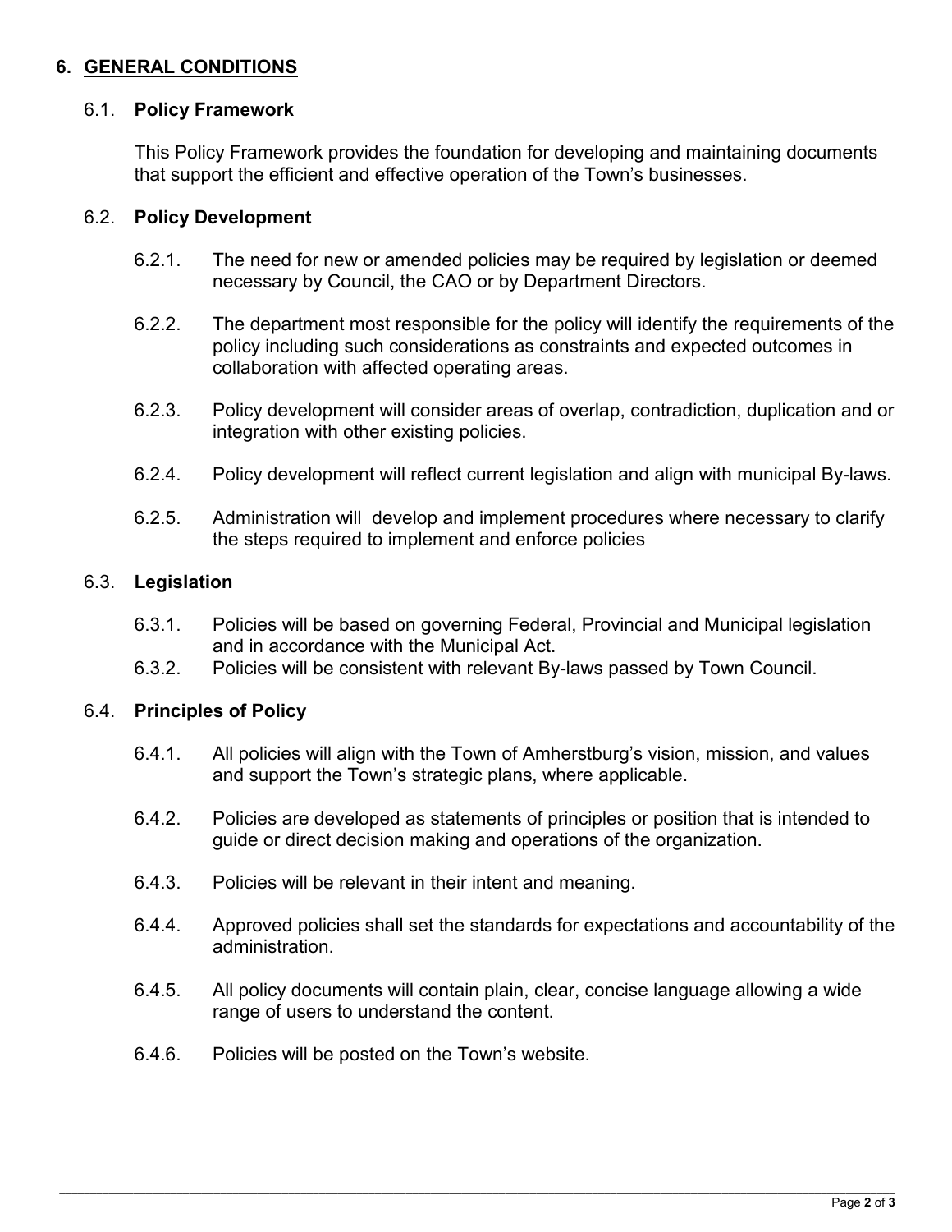## 6. GENERAL CONDITIONS

### 6.1. Policy Framework

This Policy Framework provides the foundation for developing and maintaining documents that support the efficient and effective operation of the Town's businesses.

### 6.2. Policy Development

6.2.1. The need for new or amended policies may be required by legislation or deemed necessary by Council, the CAO or by Department Directors.

6.2.2. The department most responsible for the policy will identify the requirements of the policy including such considerations as constraints and expected outcomes in collaboration with affected operating areas.

6.2.3. Policy development will consider areas of overlap, contradiction, duplication and or integration with other existing policies.

6.2.4. Policy development will reflect current legislation and align with municipal By-laws.

6.2.5. Administration will develop and implement procedures where necessary to clarify the steps required to implement and enforce policies

### 6.3. Legislation

6.3.1. Policies will be based on governing Federal, Provincial and Municipal legislation and in accordance with the Municipal Act.

6.3.2. Policies will be consistent with relevant By-laws passed by Town Council.

### 6.4. Principles of Policy

6.4.1. All policies will align with the Town of Amherstburg's vision, mission, and values and support the Town's strategic plans, where applicable.

6.4.2. Policies are developed as statements of principles or position that is intended to guide or direct decision making and operations of the organization.

6.4.3. Policies will be relevant in their intent and meaning.

6.4.4. Approved policies shall set the standards for expectations and accountability of the administration.

6.4.5. All policy documents will contain plain, clear, concise language allowing a wide range of users to understand the content.

6.4.6. Policies will be posted on the Town's website.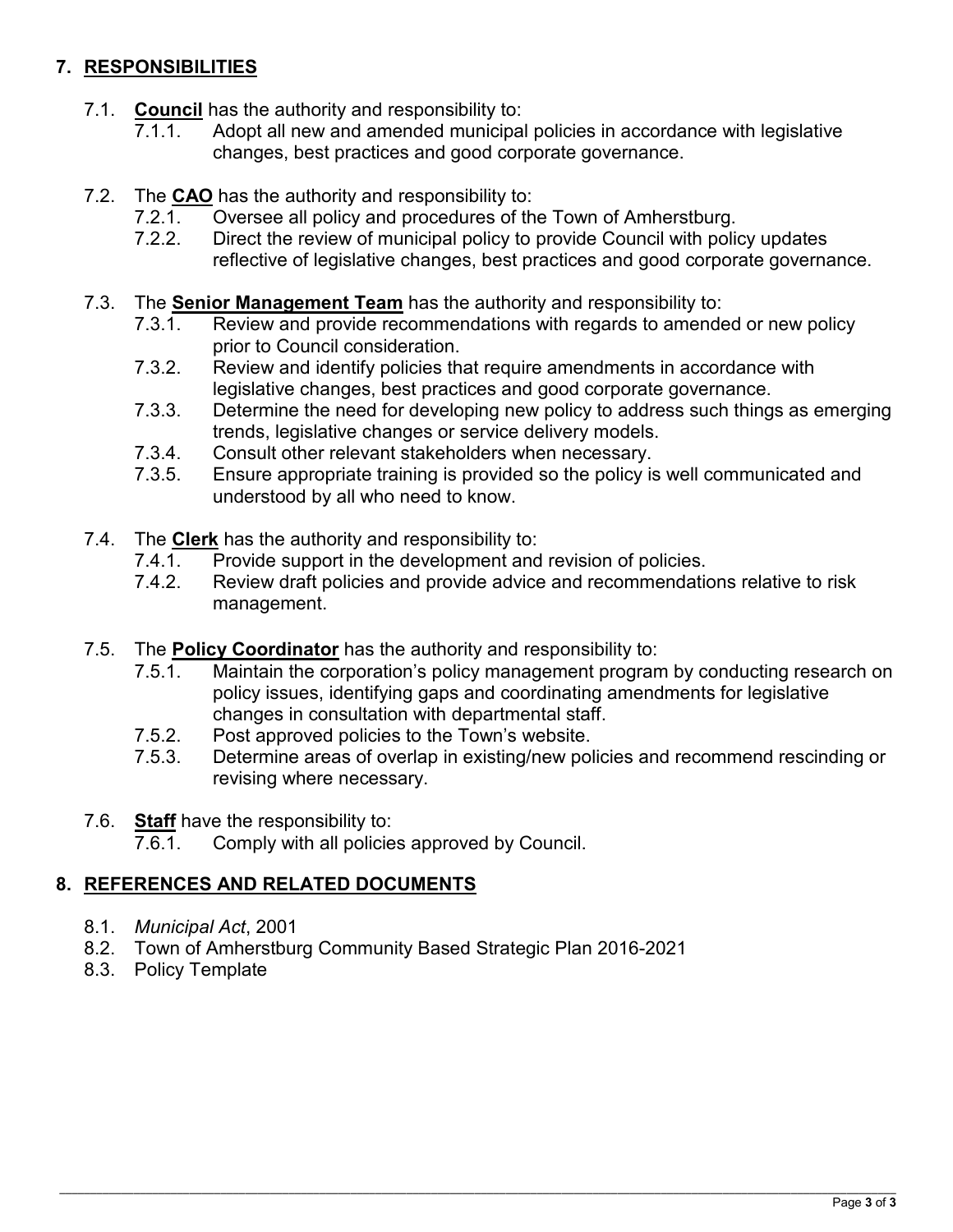## 7. RESPONSIBILITIES

7.1. **Council** has the authority and responsibility to:

7.1.1. Adopt all new and amended municipal policies in accordance with legislative changes, best practices and good corporate governance.

7.2. The **CAO** has the authority and responsibility to:

7.2.1. Oversee all policy and procedures of the Town of Amherstburg.

7.2.2. Direct the review of municipal policy to provide Council with policy updates reflective of legislative changes, best practices and good corporate governance.

7.3. The **Senior Management Team** has the authority and responsibility to:

7.3.1. Review and provide recommendations with regards to amended or new policy prior to Council consideration.

7.3.2. Review and identify policies that require amendments in accordance with legislative changes, best practices and good corporate governance.

7.3.3. Determine the need for developing new policy to address such things as emerging trends, legislative changes or service delivery models.

7.3.4. Consult other relevant stakeholders when necessary.

7.3.5. Ensure appropriate training is provided so the policy is well communicated and understood by all who need to know.

7.4. The **Clerk** has the authority and responsibility to:

7.4.1. Provide support in the development and revision of policies.

7.4.2. Review draft policies and provide advice and recommendations relative to risk management.

7.5. The **Policy Coordinator** has the authority and responsibility to:

7.5.1. Maintain the corporation's policy management program by conducting research on policy issues, identifying gaps and coordinating amendments for legislative changes in consultation with departmental staff.

7.5.2. Post approved policies to the Town's website.

7.5.3. Determine areas of overlap in existing/new policies and recommend rescinding or revising where necessary.

7.6. **Staff** have the responsibility to:

7.6.1. Comply with all policies approved by Council.

## 8. REFERENCES AND RELATED DOCUMENTS

8.1. *Municipal Act*, 2001

8.2. Town of Amherstburg Community Based Strategic Plan 2016-2021

8.3. Policy Template